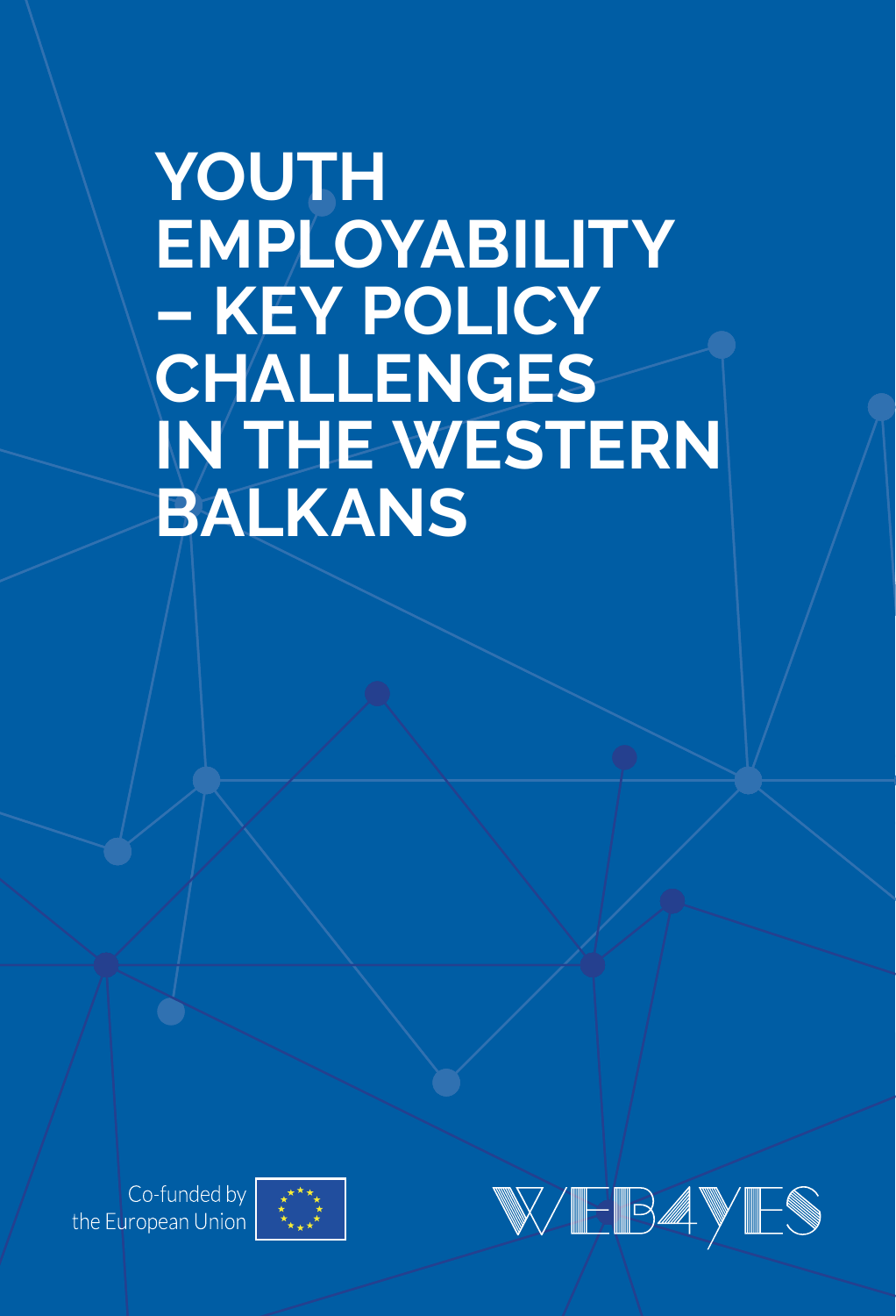# YOUTH EMPLOYABILITY – KEY POLICY CHALLENGES IN THE WESTERN BALKANS

Co-funded by the European Union

WEB4YES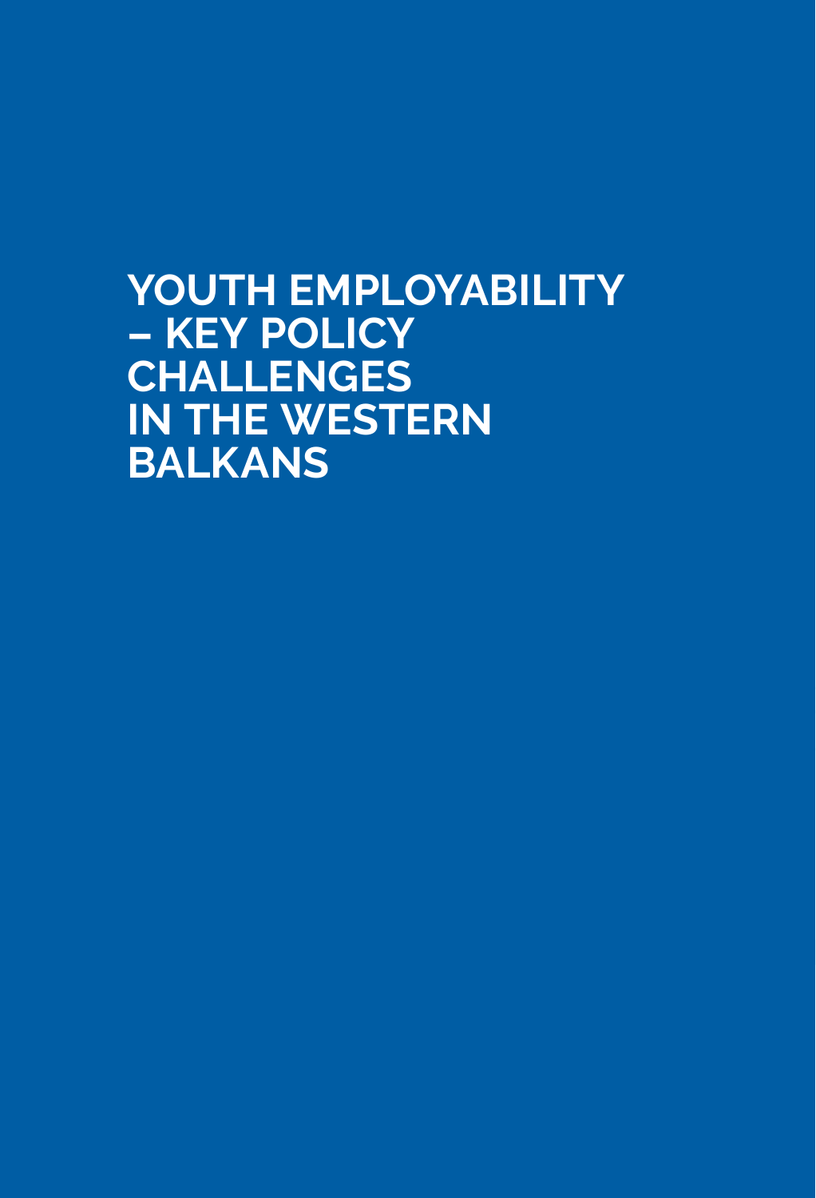# YOUTH EMPLOYABILITY – KEY POLICY CHALLENGES IN THE WESTERN BALKANS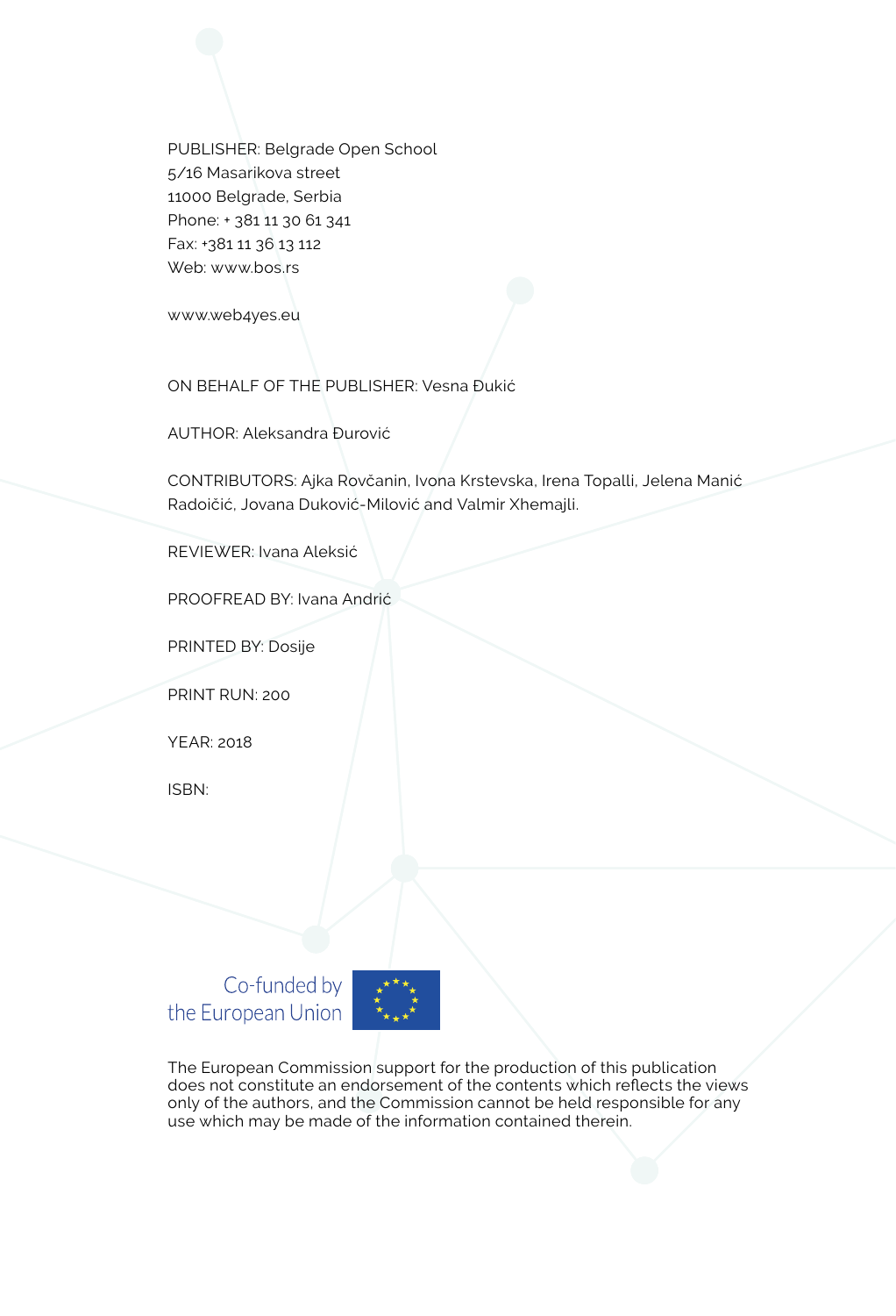PUBLISHER: Belgrade Open School
5/16 Masarikova street
11000 Belgrade, Serbia
Phone: + 381 11 30 61 341
Fax: +381 11 36 13 112
Web: www.bos.rs

www.web4yes.eu

ON BEHALF OF THE PUBLISHER: Vesna Đukić

AUTHOR: Aleksandra Đurović

CONTRIBUTORS: Ajka Rovčanin, Ivona Krstevska, Irena Topalli, Jelena Manić Radoičić, Jovana Duković-Milović and Valmir Xhemajli.

REVIEWER: Ivana Aleksić

PROOFREAD BY: Ivana Andrić

PRINTED BY: Dosije

PRINT RUN: 200

YEAR: 2018

ISBN:

Co-funded by the European Union

The European Commission support for the production of this publication does not constitute an endorsement of the contents which reflects the views only of the authors, and the Commission cannot be held responsible for any use which may be made of the information contained therein.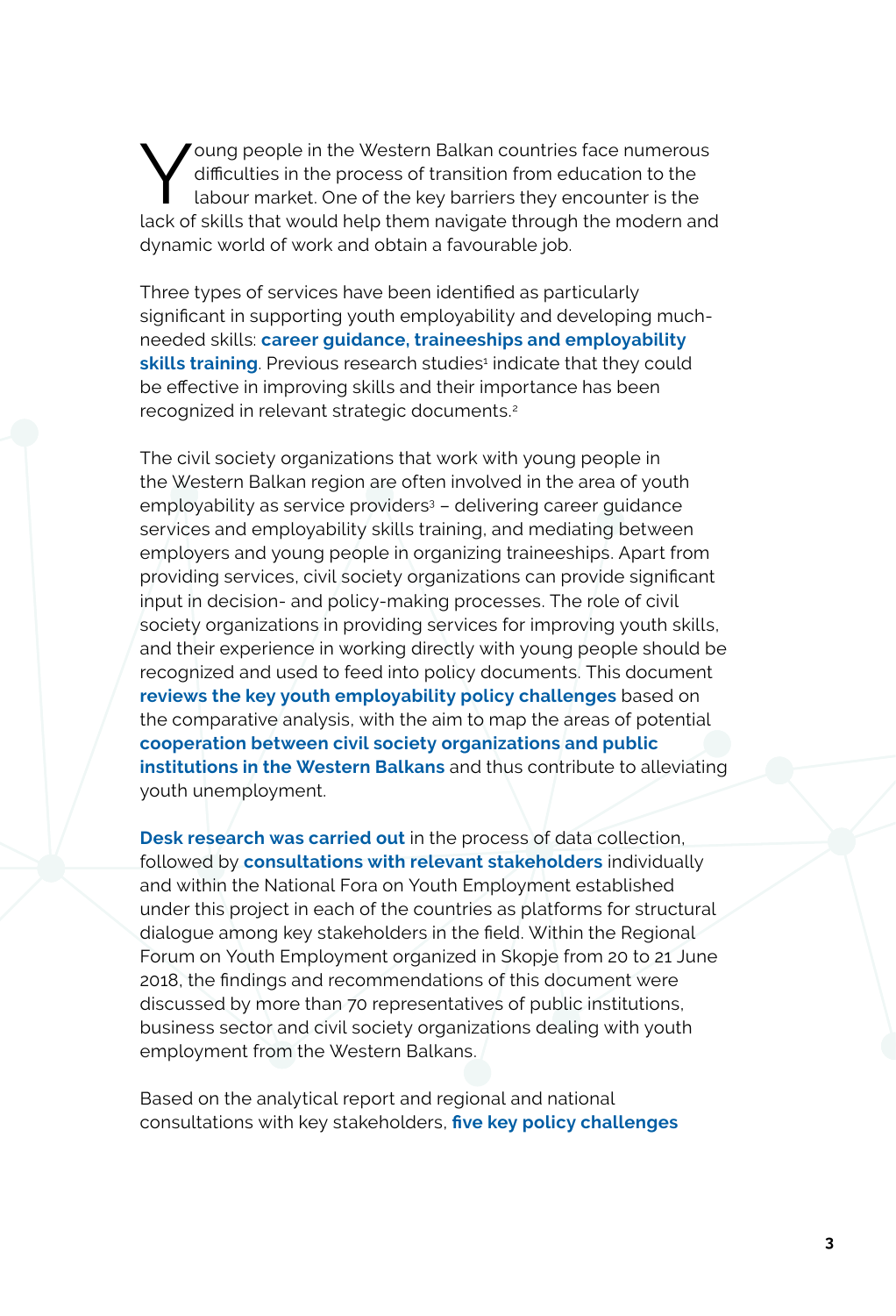Young people in the Western Balkan countries face numerous difficulties in the process of transition from education to the labour market. One of the key barriers they encounter is the lack of skills that would help them navigate through the modern and dynamic world of work and obtain a favourable job.

Three types of services have been identified as particularly significant in supporting youth employability and developing much-needed skills: **career guidance, traineeships and employability skills training**. Previous research studies[1] indicate that they could be effective in improving skills and their importance has been recognized in relevant strategic documents.[2]

The civil society organizations that work with young people in the Western Balkan region are often involved in the area of youth employability as service providers[3] – delivering career guidance services and employability skills training, and mediating between employers and young people in organizing traineeships. Apart from providing services, civil society organizations can provide significant input in decision- and policy-making processes. The role of civil society organizations in providing services for improving youth skills, and their experience in working directly with young people should be recognized and used to feed into policy documents. This document **reviews the key youth employability policy challenges** based on the comparative analysis, with the aim to map the areas of potential **cooperation between civil society organizations and public institutions in the Western Balkans** and thus contribute to alleviating youth unemployment.

**Desk research was carried out** in the process of data collection, followed by **consultations with relevant stakeholders** individually and within the National Fora on Youth Employment established under this project in each of the countries as platforms for structural dialogue among key stakeholders in the field. Within the Regional Forum on Youth Employment organized in Skopje from 20 to 21 June 2018, the findings and recommendations of this document were discussed by more than 70 representatives of public institutions, business sector and civil society organizations dealing with youth employment from the Western Balkans.

Based on the analytical report and regional and national consultations with key stakeholders, **five key policy challenges**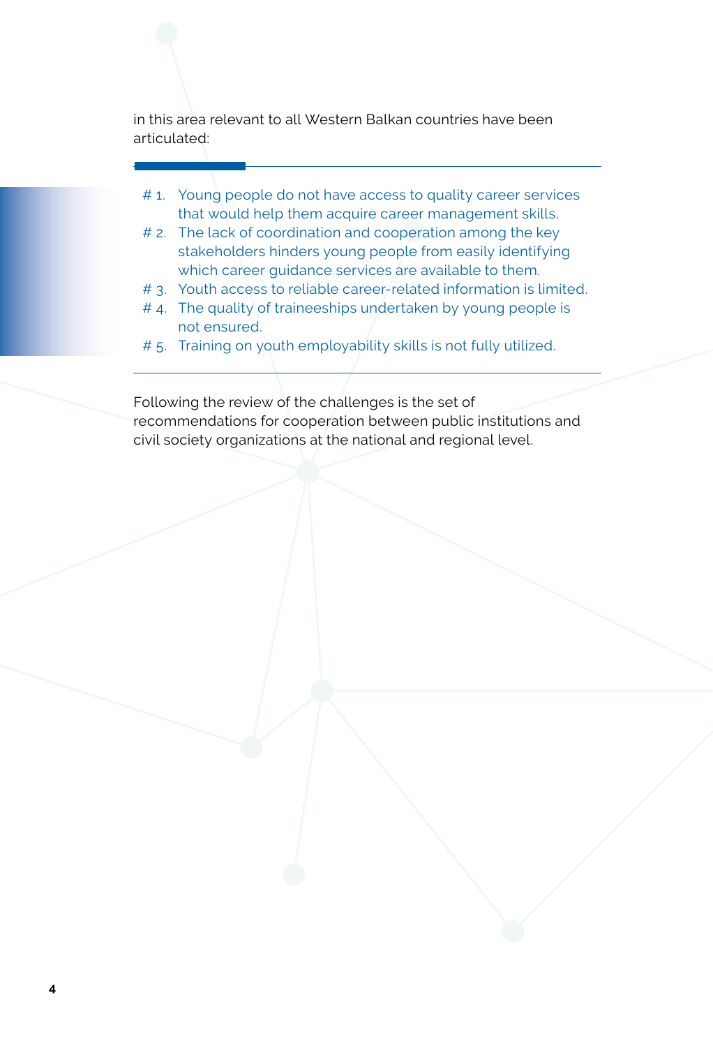in this area relevant to all Western Balkan countries have been articulated:

---

# 1. Young people do not have access to quality career services that would help them acquire career management skills.
# 2. The lack of coordination and cooperation among the key stakeholders hinders young people from easily identifying which career guidance services are available to them.
# 3. Youth access to reliable career-related information is limited.
# 4. The quality of traineeships undertaken by young people is not ensured.
# 5. Training on youth employability skills is not fully utilized.

---

Following the review of the challenges is the set of recommendations for cooperation between public institutions and civil society organizations at the national and regional level.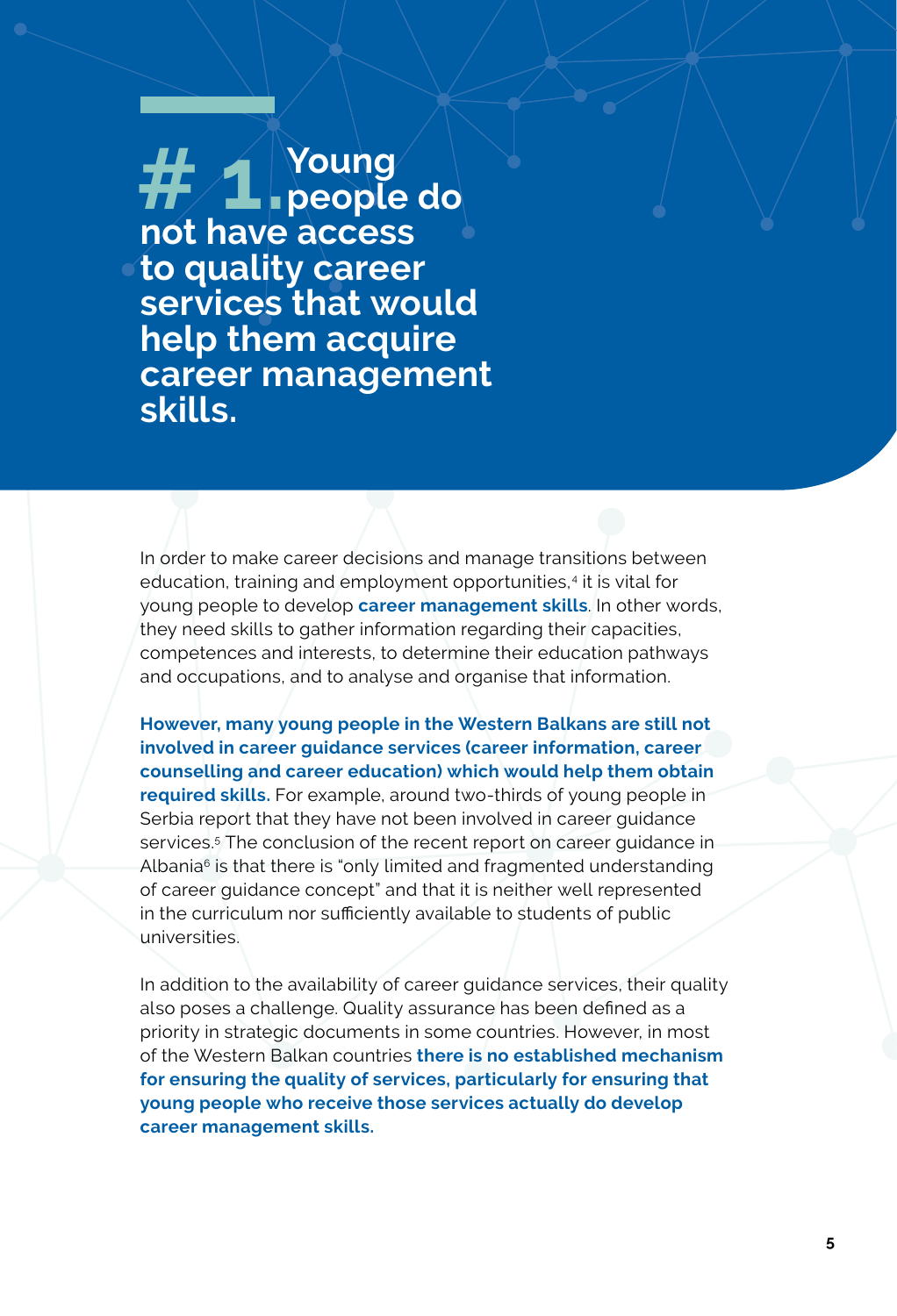# # 1. Young people do not have access to quality career services that would help them acquire career management skills.

In order to make career decisions and manage transitions between education, training and employment opportunities,[4] it is vital for young people to develop **career management skills**. In other words, they need skills to gather information regarding their capacities, competences and interests, to determine their education pathways and occupations, and to analyse and organise that information.

**However, many young people in the Western Balkans are still not involved in career guidance services (career information, career counselling and career education) which would help them obtain required skills.** For example, around two-thirds of young people in Serbia report that they have not been involved in career guidance services.[5] The conclusion of the recent report on career guidance in Albania[6] is that there is "only limited and fragmented understanding of career guidance concept" and that it is neither well represented in the curriculum nor sufficiently available to students of public universities.

In addition to the availability of career guidance services, their quality also poses a challenge. Quality assurance has been defined as a priority in strategic documents in some countries. However, in most of the Western Balkan countries **there is no established mechanism for ensuring the quality of services, particularly for ensuring that young people who receive those services actually do develop career management skills.**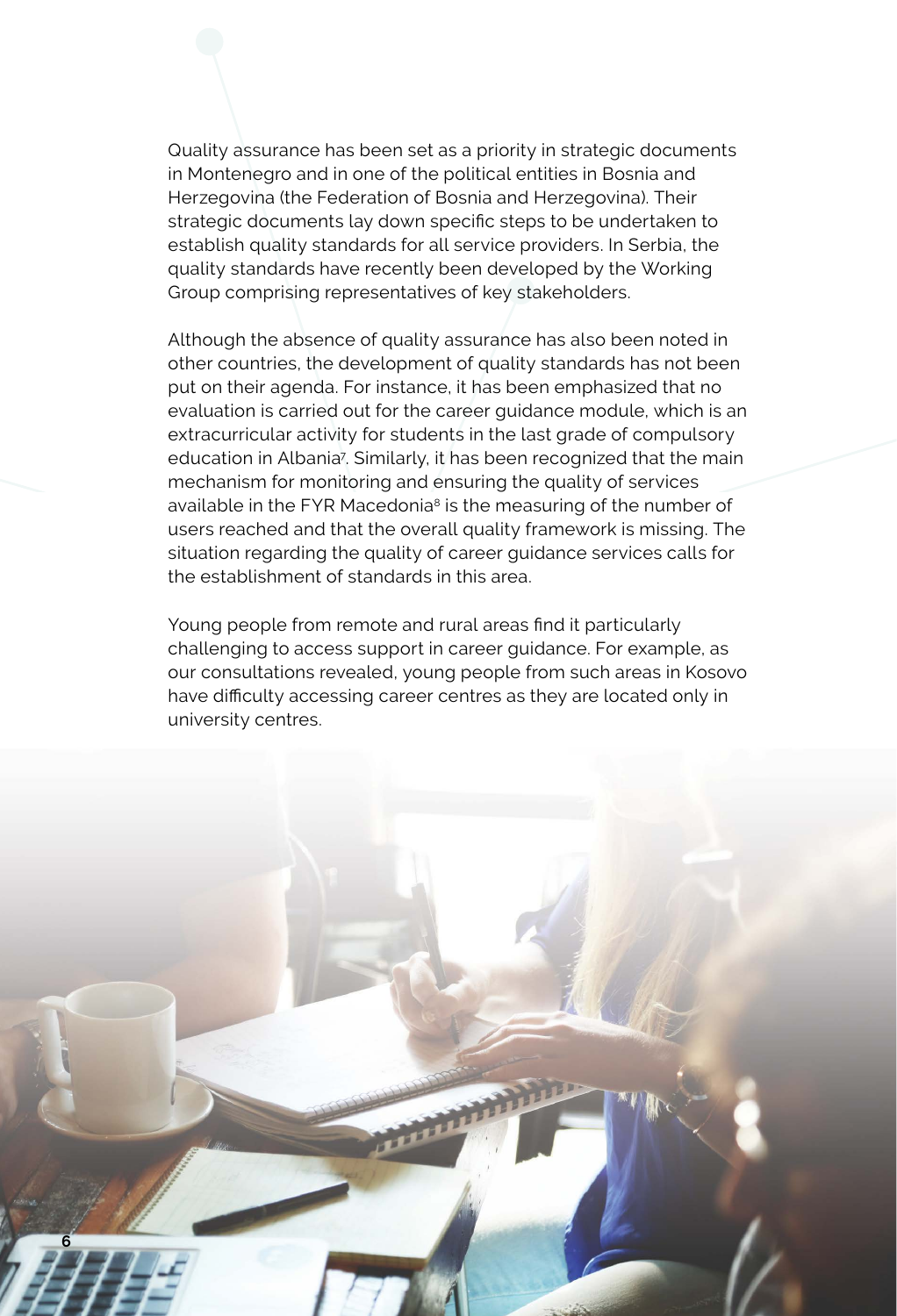Quality assurance has been set as a priority in strategic documents in Montenegro and in one of the political entities in Bosnia and Herzegovina (the Federation of Bosnia and Herzegovina). Their strategic documents lay down specific steps to be undertaken to establish quality standards for all service providers. In Serbia, the quality standards have recently been developed by the Working Group comprising representatives of key stakeholders.

Although the absence of quality assurance has also been noted in other countries, the development of quality standards has not been put on their agenda. For instance, it has been emphasized that no evaluation is carried out for the career guidance module, which is an extracurricular activity for students in the last grade of compulsory education in Albania[7]. Similarly, it has been recognized that the main mechanism for monitoring and ensuring the quality of services available in the FYR Macedonia[8] is the measuring of the number of users reached and that the overall quality framework is missing. The situation regarding the quality of career guidance services calls for the establishment of standards in this area.

Young people from remote and rural areas find it particularly challenging to access support in career guidance. For example, as our consultations revealed, young people from such areas in Kosovo have difficulty accessing career centres as they are located only in university centres.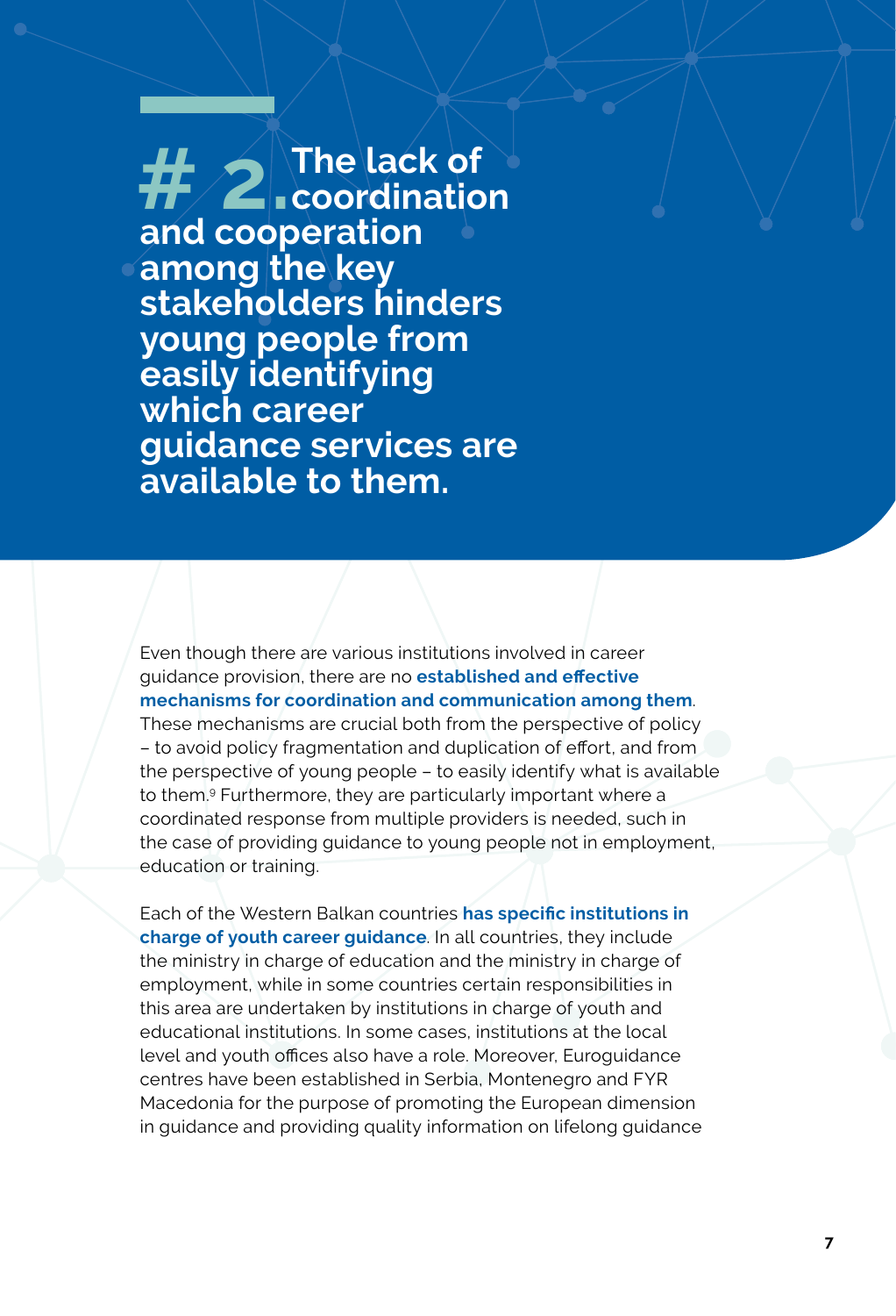# #2. The lack of coordination and cooperation among the key stakeholders hinders young people from easily identifying which career guidance services are available to them.

Even though there are various institutions involved in career guidance provision, there are no **established and effective mechanisms for coordination and communication among them**. These mechanisms are crucial both from the perspective of policy – to avoid policy fragmentation and duplication of effort, and from the perspective of young people – to easily identify what is available to them.[9] Furthermore, they are particularly important where a coordinated response from multiple providers is needed, such in the case of providing guidance to young people not in employment, education or training.

Each of the Western Balkan countries **has specific institutions in charge of youth career guidance**. In all countries, they include the ministry in charge of education and the ministry in charge of employment, while in some countries certain responsibilities in this area are undertaken by institutions in charge of youth and educational institutions. In some cases, institutions at the local level and youth offices also have a role. Moreover, Euroguidance centres have been established in Serbia, Montenegro and FYR Macedonia for the purpose of promoting the European dimension in guidance and providing quality information on lifelong guidance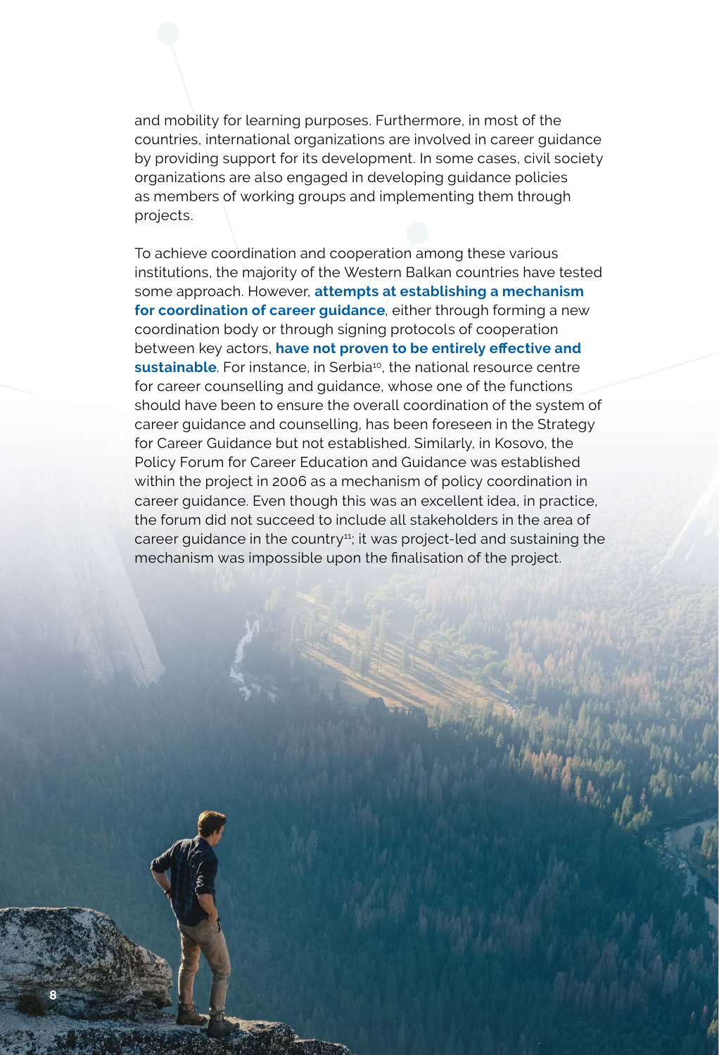and mobility for learning purposes. Furthermore, in most of the countries, international organizations are involved in career guidance by providing support for its development. In some cases, civil society organizations are also engaged in developing guidance policies as members of working groups and implementing them through projects.

To achieve coordination and cooperation among these various institutions, the majority of the Western Balkan countries have tested some approach. However, **attempts at establishing a mechanism for coordination of career guidance**, either through forming a new coordination body or through signing protocols of cooperation between key actors, **have not proven to be entirely effective and sustainable**. For instance, in Serbia[10], the national resource centre for career counselling and guidance, whose one of the functions should have been to ensure the overall coordination of the system of career guidance and counselling, has been foreseen in the Strategy for Career Guidance but not established. Similarly, in Kosovo, the Policy Forum for Career Education and Guidance was established within the project in 2006 as a mechanism of policy coordination in career guidance. Even though this was an excellent idea, in practice, the forum did not succeed to include all stakeholders in the area of career guidance in the country[11]; it was project-led and sustaining the mechanism was impossible upon the finalisation of the project.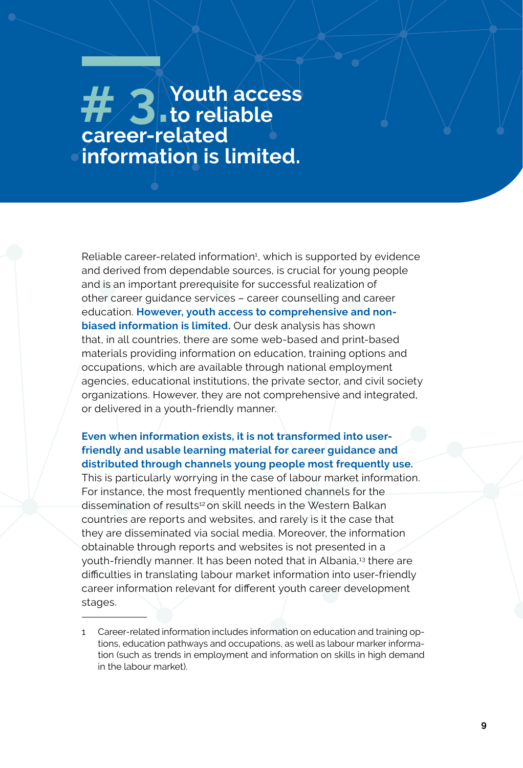# # 3. Youth access to reliable career-related information is limited.

Reliable career-related information[1], which is supported by evidence and derived from dependable sources, is crucial for young people and is an important prerequisite for successful realization of other career guidance services – career counselling and career education. **However, youth access to comprehensive and non-biased information is limited.** Our desk analysis has shown that, in all countries, there are some web-based and print-based materials providing information on education, training options and occupations, which are available through national employment agencies, educational institutions, the private sector, and civil society organizations. However, they are not comprehensive and integrated, or delivered in a youth-friendly manner.

**Even when information exists, it is not transformed into user-friendly and usable learning material for career guidance and distributed through channels young people most frequently use.** This is particularly worrying in the case of labour market information. For instance, the most frequently mentioned channels for the dissemination of results[12] on skill needs in the Western Balkan countries are reports and websites, and rarely is it the case that they are disseminated via social media. Moreover, the information obtainable through reports and websites is not presented in a youth-friendly manner. It has been noted that in Albania,[13] there are difficulties in translating labour market information into user-friendly career information relevant for different youth career development stages.

---

1 Career-related information includes information on education and training options, education pathways and occupations, as well as labour marker information (such as trends in employment and information on skills in high demand in the labour market).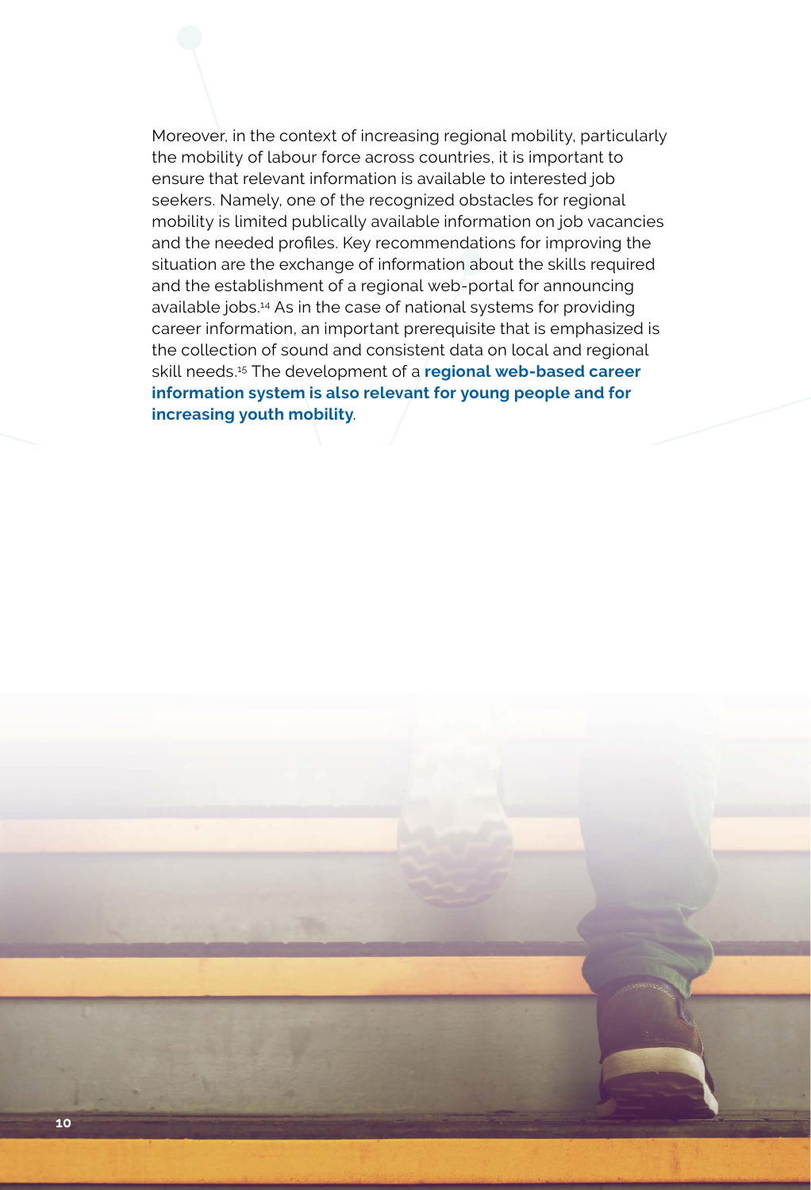Moreover, in the context of increasing regional mobility, particularly the mobility of labour force across countries, it is important to ensure that relevant information is available to interested job seekers. Namely, one of the recognized obstacles for regional mobility is limited publically available information on job vacancies and the needed profiles. Key recommendations for improving the situation are the exchange of information about the skills required and the establishment of a regional web-portal for announcing available jobs.[14] As in the case of national systems for providing career information, an important prerequisite that is emphasized is the collection of sound and consistent data on local and regional skill needs.[15] The development of a **regional web-based career information system is also relevant for young people and for increasing youth mobility**.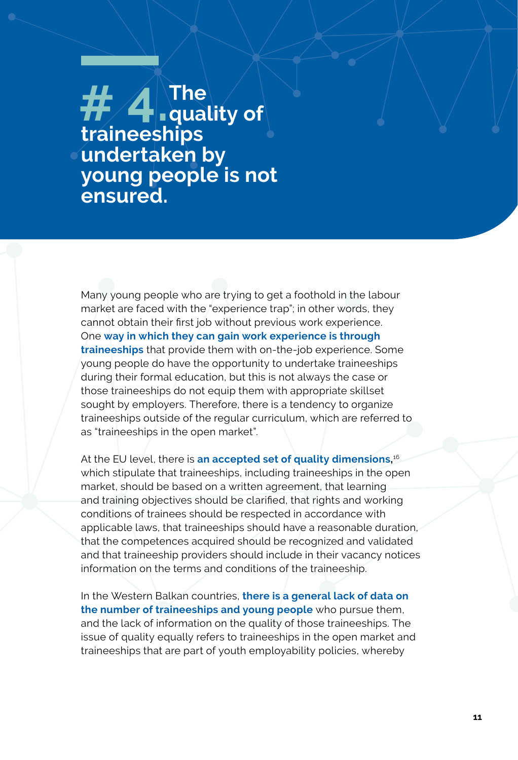# #4. The quality of traineeships undertaken by young people is not ensured.

Many young people who are trying to get a foothold in the labour market are faced with the "experience trap"; in other words, they cannot obtain their first job without previous work experience. One **way in which they can gain work experience is through traineeships** that provide them with on-the-job experience. Some young people do have the opportunity to undertake traineeships during their formal education, but this is not always the case or those traineeships do not equip them with appropriate skillset sought by employers. Therefore, there is a tendency to organize traineeships outside of the regular curriculum, which are referred to as "traineeships in the open market".

At the EU level, there is **an accepted set of quality dimensions,**[16] which stipulate that traineeships, including traineeships in the open market, should be based on a written agreement, that learning and training objectives should be clarified, that rights and working conditions of trainees should be respected in accordance with applicable laws, that traineeships should have a reasonable duration, that the competences acquired should be recognized and validated and that traineeship providers should include in their vacancy notices information on the terms and conditions of the traineeship.

In the Western Balkan countries, **there is a general lack of data on the number of traineeships and young people** who pursue them, and the lack of information on the quality of those traineeships. The issue of quality equally refers to traineeships in the open market and traineeships that are part of youth employability policies, whereby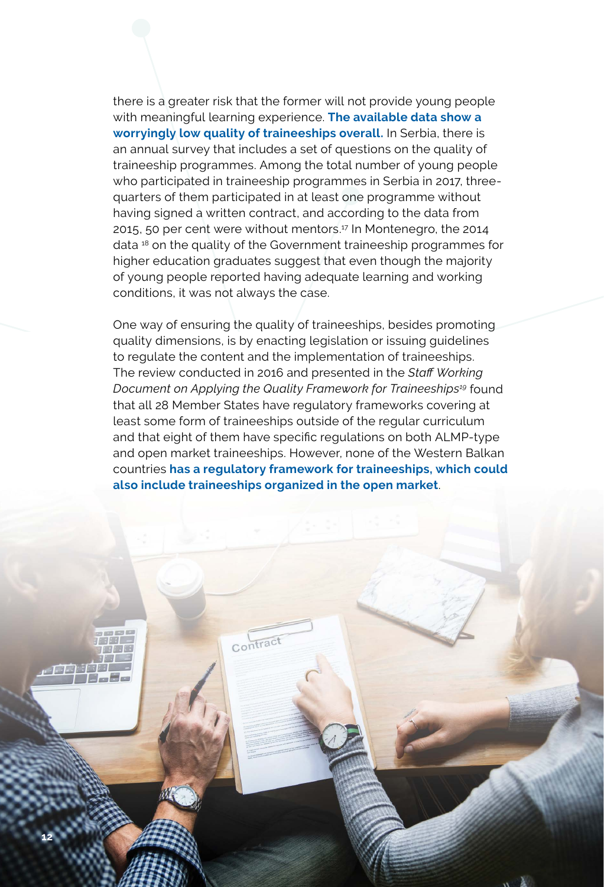there is a greater risk that the former will not provide young people with meaningful learning experience. **The available data show a worryingly low quality of traineeships overall.** In Serbia, there is an annual survey that includes a set of questions on the quality of traineeship programmes. Among the total number of young people who participated in traineeship programmes in Serbia in 2017, three-quarters of them participated in at least one programme without having signed a written contract, and according to the data from 2015, 50 per cent were without mentors.[17] In Montenegro, the 2014 data [18] on the quality of the Government traineeship programmes for higher education graduates suggest that even though the majority of young people reported having adequate learning and working conditions, it was not always the case.

One way of ensuring the quality of traineeships, besides promoting quality dimensions, is by enacting legislation or issuing guidelines to regulate the content and the implementation of traineeships. The review conducted in 2016 and presented in the *Staff Working Document on Applying the Quality Framework for Traineeships*[19] found that all 28 Member States have regulatory frameworks covering at least some form of traineeships outside of the regular curriculum and that eight of them have specific regulations on both ALMP-type and open market traineeships. However, none of the Western Balkan countries **has a regulatory framework for traineeships, which could also include traineeships organized in the open market**.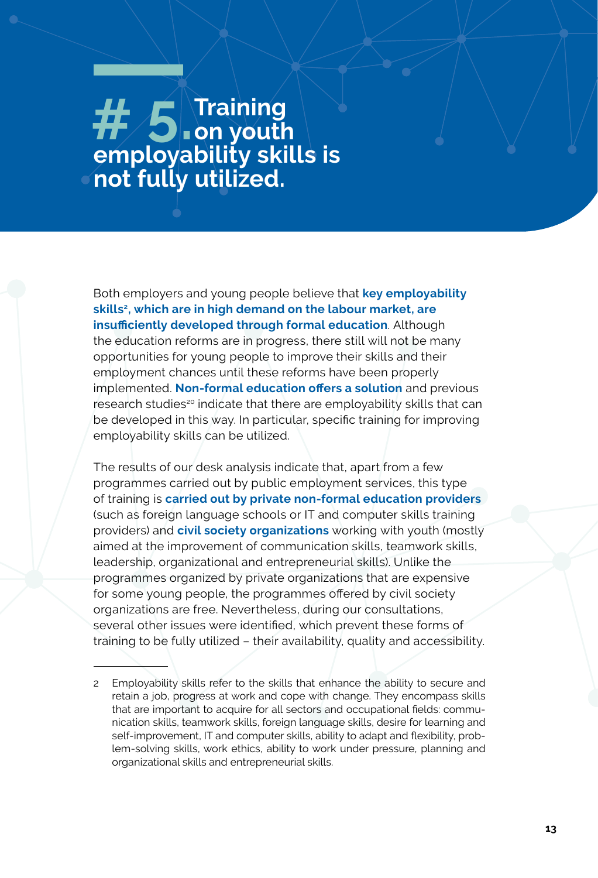# # 5. Training on youth employability skills is not fully utilized.

Both employers and young people believe that **key employability skills[2], which are in high demand on the labour market, are insufficiently developed through formal education**. Although the education reforms are in progress, there still will not be many opportunities for young people to improve their skills and their employment chances until these reforms have been properly implemented. **Non-formal education offers a solution** and previous research studies[20] indicate that there are employability skills that can be developed in this way. In particular, specific training for improving employability skills can be utilized.

The results of our desk analysis indicate that, apart from a few programmes carried out by public employment services, this type of training is **carried out by private non-formal education providers** (such as foreign language schools or IT and computer skills training providers) and **civil society organizations** working with youth (mostly aimed at the improvement of communication skills, teamwork skills, leadership, organizational and entrepreneurial skills). Unlike the programmes organized by private organizations that are expensive for some young people, the programmes offered by civil society organizations are free. Nevertheless, during our consultations, several other issues were identified, which prevent these forms of training to be fully utilized – their availability, quality and accessibility.

---

2 Employability skills refer to the skills that enhance the ability to secure and retain a job, progress at work and cope with change. They encompass skills that are important to acquire for all sectors and occupational fields: communication skills, teamwork skills, foreign language skills, desire for learning and self-improvement, IT and computer skills, ability to adapt and flexibility, problem-solving skills, work ethics, ability to work under pressure, planning and organizational skills and entrepreneurial skills.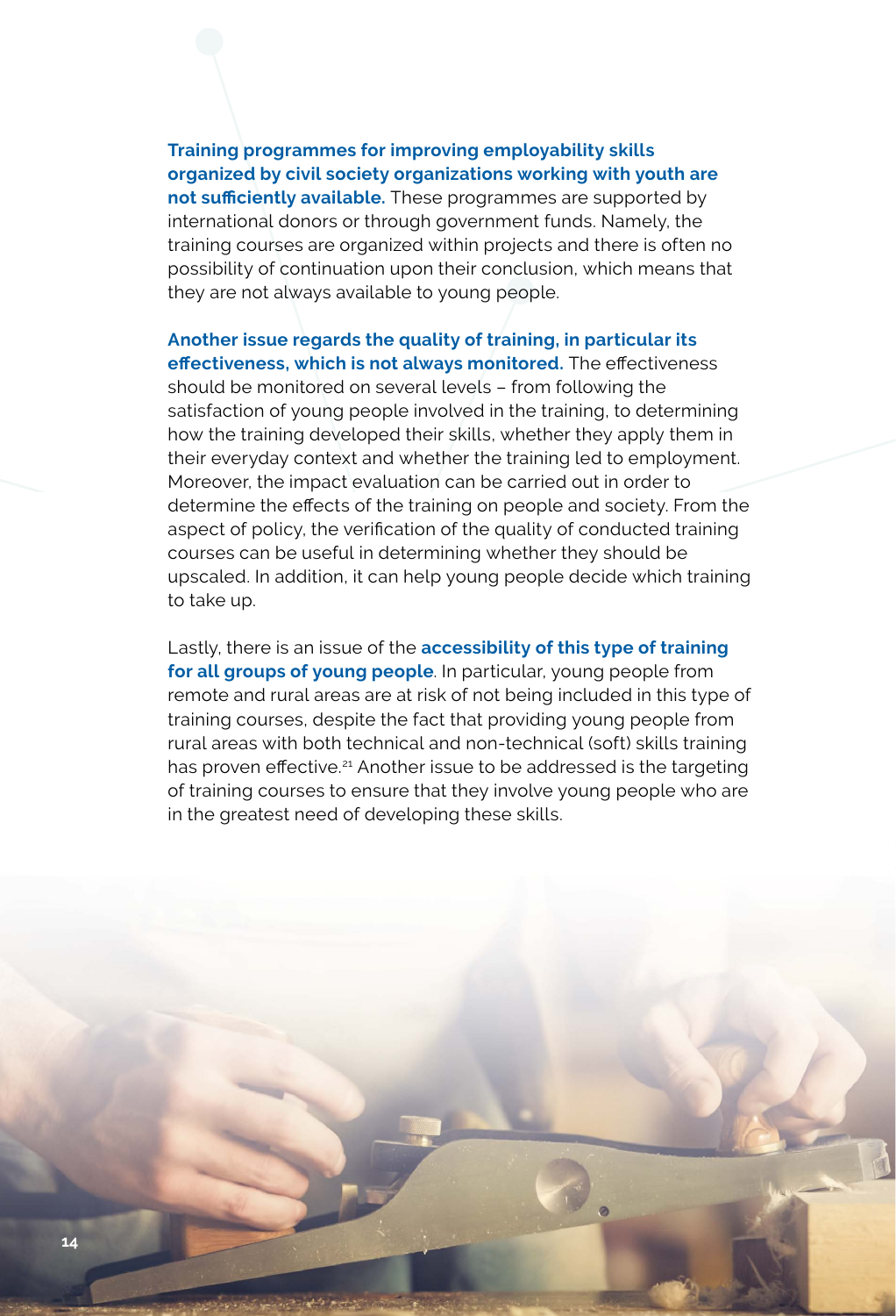**Training programmes for improving employability skills organized by civil society organizations working with youth are not sufficiently available.** These programmes are supported by international donors or through government funds. Namely, the training courses are organized within projects and there is often no possibility of continuation upon their conclusion, which means that they are not always available to young people.

**Another issue regards the quality of training, in particular its effectiveness, which is not always monitored.** The effectiveness should be monitored on several levels – from following the satisfaction of young people involved in the training, to determining how the training developed their skills, whether they apply them in their everyday context and whether the training led to employment. Moreover, the impact evaluation can be carried out in order to determine the effects of the training on people and society. From the aspect of policy, the verification of the quality of conducted training courses can be useful in determining whether they should be upscaled. In addition, it can help young people decide which training to take up.

Lastly, there is an issue of the **accessibility of this type of training for all groups of young people**. In particular, young people from remote and rural areas are at risk of not being included in this type of training courses, despite the fact that providing young people from rural areas with both technical and non-technical (soft) skills training has proven effective.[21] Another issue to be addressed is the targeting of training courses to ensure that they involve young people who are in the greatest need of developing these skills.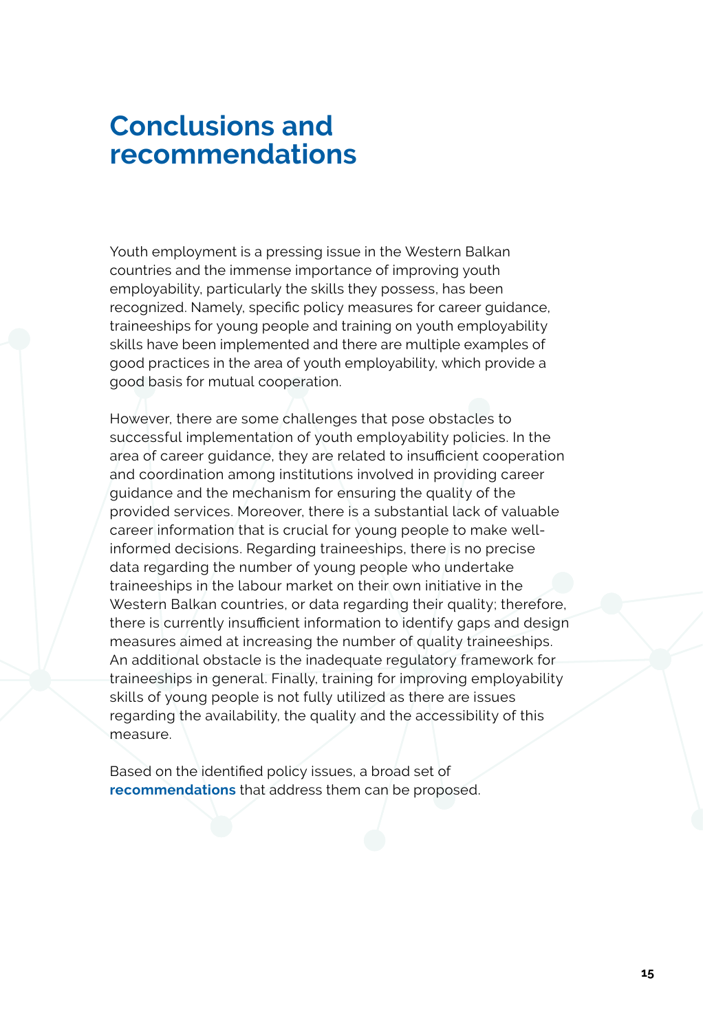# Conclusions and recommendations

Youth employment is a pressing issue in the Western Balkan countries and the immense importance of improving youth employability, particularly the skills they possess, has been recognized. Namely, specific policy measures for career guidance, traineeships for young people and training on youth employability skills have been implemented and there are multiple examples of good practices in the area of youth employability, which provide a good basis for mutual cooperation.

However, there are some challenges that pose obstacles to successful implementation of youth employability policies. In the area of career guidance, they are related to insufficient cooperation and coordination among institutions involved in providing career guidance and the mechanism for ensuring the quality of the provided services. Moreover, there is a substantial lack of valuable career information that is crucial for young people to make well-informed decisions. Regarding traineeships, there is no precise data regarding the number of young people who undertake traineeships in the labour market on their own initiative in the Western Balkan countries, or data regarding their quality; therefore, there is currently insufficient information to identify gaps and design measures aimed at increasing the number of quality traineeships. An additional obstacle is the inadequate regulatory framework for traineeships in general. Finally, training for improving employability skills of young people is not fully utilized as there are issues regarding the availability, the quality and the accessibility of this measure.

Based on the identified policy issues, a broad set of **recommendations** that address them can be proposed.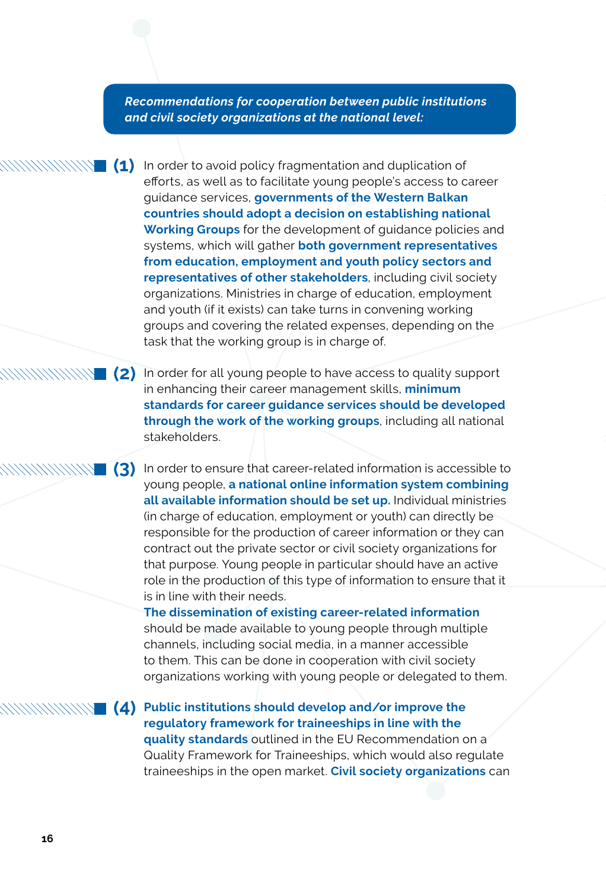***Recommendations for cooperation between public institutions and civil society organizations at the national level:***

**(1)** In order to avoid policy fragmentation and duplication of efforts, as well as to facilitate young people's access to career guidance services, **governments of the Western Balkan countries should adopt a decision on establishing national Working Groups** for the development of guidance policies and systems, which will gather **both government representatives from education, employment and youth policy sectors and representatives of other stakeholders**, including civil society organizations. Ministries in charge of education, employment and youth (if it exists) can take turns in convening working groups and covering the related expenses, depending on the task that the working group is in charge of.

**(2)** In order for all young people to have access to quality support in enhancing their career management skills, **minimum standards for career guidance services should be developed through the work of the working groups**, including all national stakeholders.

**(3)** In order to ensure that career-related information is accessible to young people, **a national online information system combining all available information should be set up.** Individual ministries (in charge of education, employment or youth) can directly be responsible for the production of career information or they can contract out the private sector or civil society organizations for that purpose. Young people in particular should have an active role in the production of this type of information to ensure that it is in line with their needs.
**The dissemination of existing career-related information** should be made available to young people through multiple channels, including social media, in a manner accessible to them. This can be done in cooperation with civil society organizations working with young people or delegated to them.

**(4)** **Public institutions should develop and/or improve the regulatory framework for traineeships in line with the quality standards** outlined in the EU Recommendation on a Quality Framework for Traineeships, which would also regulate traineeships in the open market. **Civil society organizations** can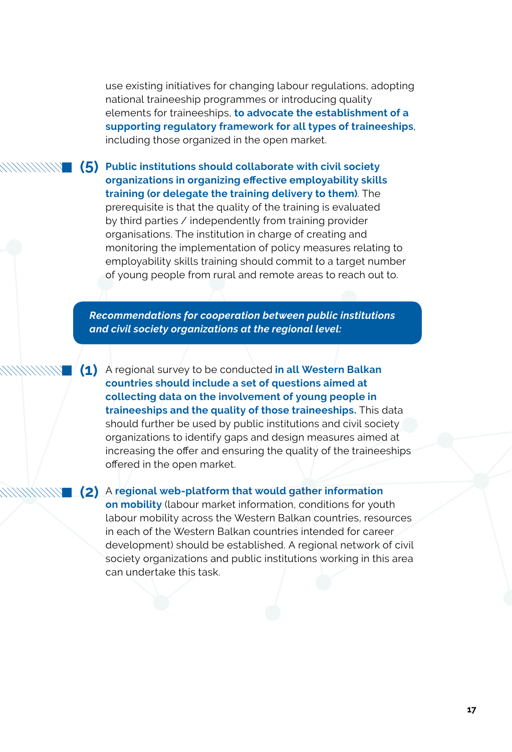use existing initiatives for changing labour regulations, adopting national traineeship programmes or introducing quality elements for traineeships, **to advocate the establishment of a supporting regulatory framework for all types of traineeships**, including those organized in the open market.

**(5)** **Public institutions should collaborate with civil society organizations in organizing effective employability skills training (or delegate the training delivery to them)**. The prerequisite is that the quality of the training is evaluated by third parties / independently from training provider organisations. The institution in charge of creating and monitoring the implementation of policy measures relating to employability skills training should commit to a target number of young people from rural and remote areas to reach out to.

***Recommendations for cooperation between public institutions and civil society organizations at the regional level:***

**(1)** A regional survey to be conducted **in all Western Balkan countries should include a set of questions aimed at collecting data on the involvement of young people in traineeships and the quality of those traineeships.** This data should further be used by public institutions and civil society organizations to identify gaps and design measures aimed at increasing the offer and ensuring the quality of the traineeships offered in the open market.

**(2)** A **regional web-platform that would gather information on mobility** (labour market information, conditions for youth labour mobility across the Western Balkan countries, resources in each of the Western Balkan countries intended for career development) should be established. A regional network of civil society organizations and public institutions working in this area can undertake this task.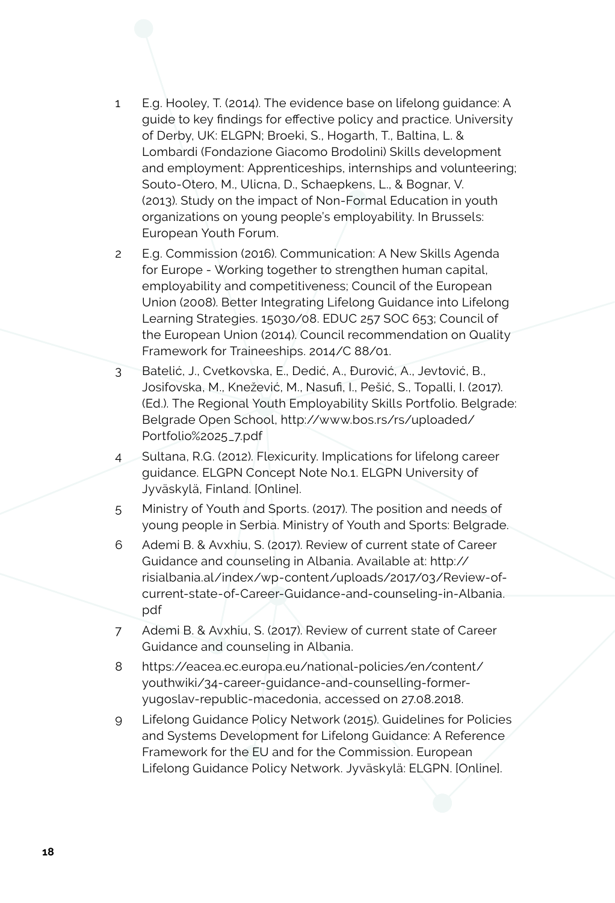1. E.g. Hooley, T. (2014). The evidence base on lifelong guidance: A guide to key findings for effective policy and practice. University of Derby, UK: ELGPN; Broeki, S., Hogarth, T., Baltina, L. & Lombardi (Fondazione Giacomo Brodolini) Skills development and employment: Apprenticeships, internships and volunteering; Souto-Otero, M., Ulicna, D., Schaepkens, L., & Bognar, V. (2013). Study on the impact of Non-Formal Education in youth organizations on young people's employability. In Brussels: European Youth Forum.
2. E.g. Commission (2016). Communication: A New Skills Agenda for Europe - Working together to strengthen human capital, employability and competitiveness; Council of the European Union (2008). Better Integrating Lifelong Guidance into Lifelong Learning Strategies. 15030/08. EDUC 257 SOC 653; Council of the European Union (2014). Council recommendation on Quality Framework for Traineeships. 2014/C 88/01.
3. Batelić, J., Cvetkovska, E., Dedić, A., Đurović, A., Jevtović, B., Josifovska, M., Knežević, M., Nasufi, I., Pešić, S., Topalli, I. (2017). (Ed.). The Regional Youth Employability Skills Portfolio. Belgrade: Belgrade Open School, http://www.bos.rs/rs/uploaded/Portfolio%2025_7.pdf
4. Sultana, R.G. (2012). Flexicurity. Implications for lifelong career guidance. ELGPN Concept Note No.1. ELGPN University of Jyväskylä, Finland. [Online].
5. Ministry of Youth and Sports. (2017). The position and needs of young people in Serbia. Ministry of Youth and Sports: Belgrade.
6. Ademi B. & Avxhiu, S. (2017). Review of current state of Career Guidance and counseling in Albania. Available at: http://risialbania.al/index/wp-content/uploads/2017/03/Review-of-current-state-of-Career-Guidance-and-counseling-in-Albania.pdf
7. Ademi B. & Avxhiu, S. (2017). Review of current state of Career Guidance and counseling in Albania.
8. https://eacea.ec.europa.eu/national-policies/en/content/youthwiki/34-career-guidance-and-counselling-former-yugoslav-republic-macedonia, accessed on 27.08.2018.
9. Lifelong Guidance Policy Network (2015). Guidelines for Policies and Systems Development for Lifelong Guidance: A Reference Framework for the EU and for the Commission. European Lifelong Guidance Policy Network. Jyväskylä: ELGPN. [Online].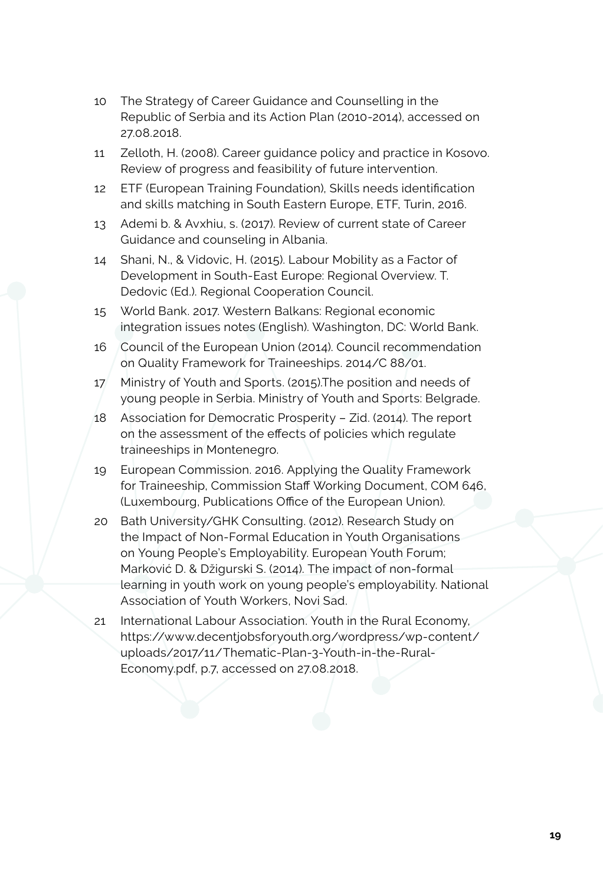10 The Strategy of Career Guidance and Counselling in the Republic of Serbia and its Action Plan (2010-2014), accessed on 27.08.2018.

11 Zelloth, H. (2008). Career guidance policy and practice in Kosovo. Review of progress and feasibility of future intervention.

12 ETF (European Training Foundation), Skills needs identification and skills matching in South Eastern Europe, ETF, Turin, 2016.

13 Ademi b. & Avxhiu, s. (2017). Review of current state of Career Guidance and counseling in Albania.

14 Shani, N., & Vidovic, H. (2015). Labour Mobility as a Factor of Development in South-East Europe: Regional Overview. T. Dedovic (Ed.). Regional Cooperation Council.

15 World Bank. 2017. Western Balkans: Regional economic integration issues notes (English). Washington, DC: World Bank.

16 Council of the European Union (2014). Council recommendation on Quality Framework for Traineeships. 2014/C 88/01.

17 Ministry of Youth and Sports. (2015).The position and needs of young people in Serbia. Ministry of Youth and Sports: Belgrade.

18 Association for Democratic Prosperity – Zid. (2014). The report on the assessment of the effects of policies which regulate traineeships in Montenegro.

19 European Commission. 2016. Applying the Quality Framework for Traineeship, Commission Staff Working Document, COM 646, (Luxembourg, Publications Office of the European Union).

20 Bath University/GHK Consulting. (2012). Research Study on the Impact of Non-Formal Education in Youth Organisations on Young People's Employability. European Youth Forum; Marković D. & Džigurski S. (2014). The impact of non-formal learning in youth work on young people's employability. National Association of Youth Workers, Novi Sad.

21 International Labour Association. Youth in the Rural Economy, https://www.decentjobsforyouth.org/wordpress/wp-content/uploads/2017/11/Thematic-Plan-3-Youth-in-the-Rural-Economy.pdf, p.7, accessed on 27.08.2018.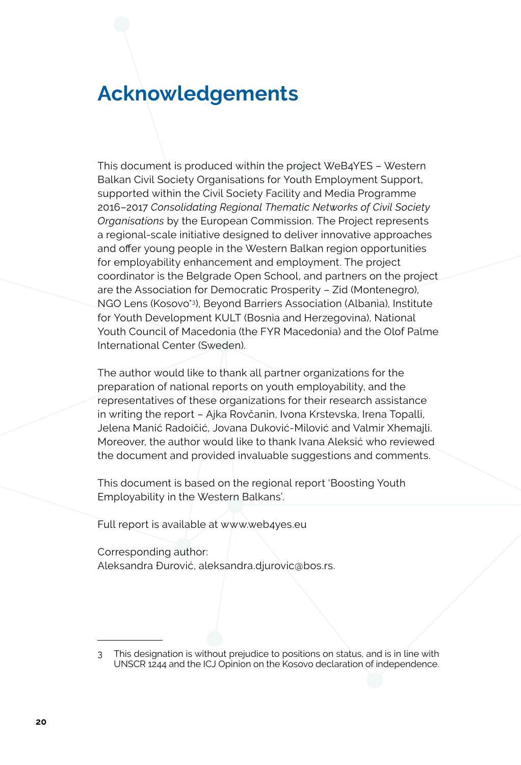# Acknowledgements

This document is produced within the project WeB4YES – Western Balkan Civil Society Organisations for Youth Employment Support, supported within the Civil Society Facility and Media Programme 2016–2017 *Consolidating Regional Thematic Networks of Civil Society Organisations* by the European Commission. The Project represents a regional-scale initiative designed to deliver innovative approaches and offer young people in the Western Balkan region opportunities for employability enhancement and employment. The project coordinator is the Belgrade Open School, and partners on the project are the Association for Democratic Prosperity – Zid (Montenegro), NGO Lens (Kosovo*[3]), Beyond Barriers Association (Albania), Institute for Youth Development KULT (Bosnia and Herzegovina), National Youth Council of Macedonia (the FYR Macedonia) and the Olof Palme International Center (Sweden).

The author would like to thank all partner organizations for the preparation of national reports on youth employability, and the representatives of these organizations for their research assistance in writing the report – Ajka Rovčanin, Ivona Krstevska, Irena Topalli, Jelena Manić Radoičić, Jovana Duković-Milović and Valmir Xhemajli. Moreover, the author would like to thank Ivana Aleksić who reviewed the document and provided invaluable suggestions and comments.

This document is based on the regional report 'Boosting Youth Employability in the Western Balkans'.

Full report is available at www.web4yes.eu

Corresponding author:
Aleksandra Đurović, aleksandra.djurovic@bos.rs.

---

3 This designation is without prejudice to positions on status, and is in line with UNSCR 1244 and the ICJ Opinion on the Kosovo declaration of independence.